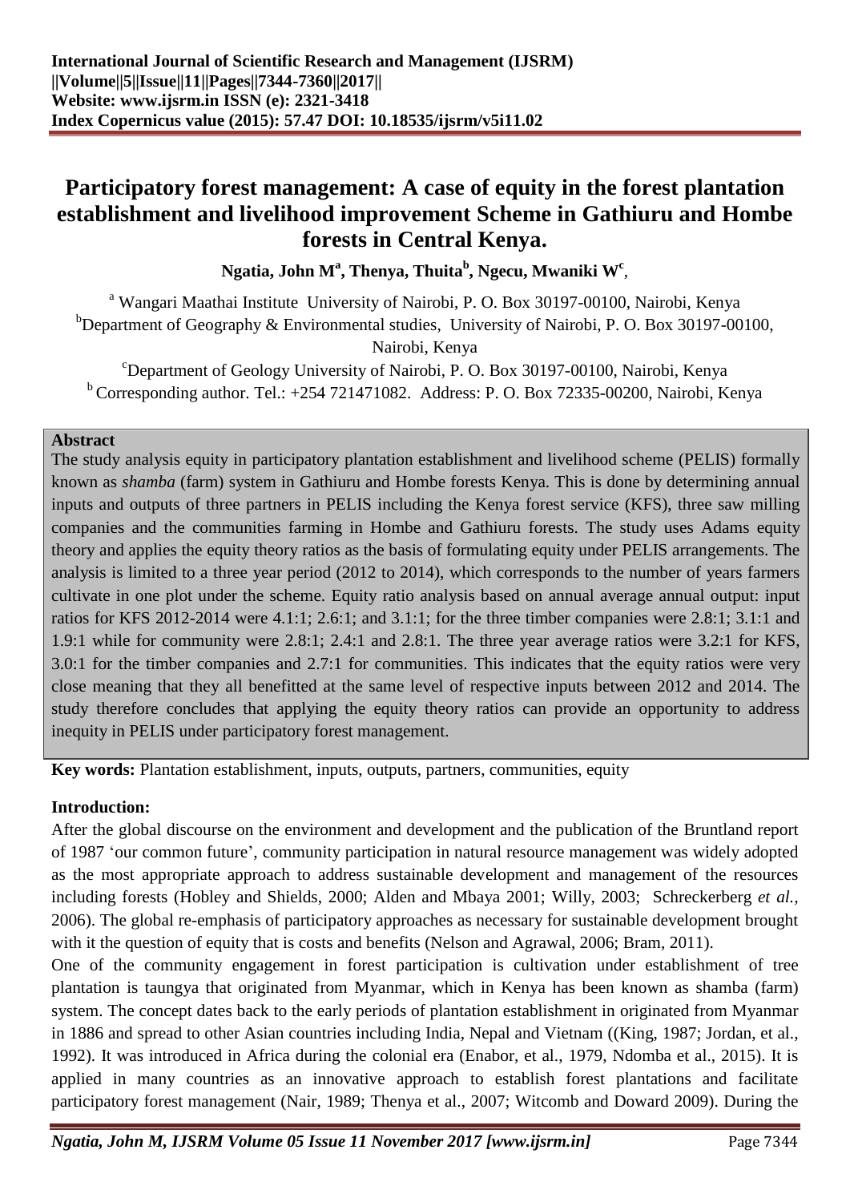# Participatory forest management: A case of equity in the forest plantation establishment and livelihood improvement Scheme in Gathiuru and Hombe forests in Central Kenya.

**Ngatia, John M[a], Thenya, Thuita[b], Ngecu, Mwaniki W[c]**,

[a] Wangari Maathai Institute University of Nairobi, P. O. Box 30197-00100, Nairobi, Kenya
[b]Department of Geography & Environmental studies, University of Nairobi, P. O. Box 30197-00100, Nairobi, Kenya
[c]Department of Geology University of Nairobi, P. O. Box 30197-00100, Nairobi, Kenya
[b] Corresponding author. Tel.: +254 721471082. Address: P. O. Box 72335-00200, Nairobi, Kenya

**Abstract**

The study analysis equity in participatory plantation establishment and livelihood scheme (PELIS) formally known as *shamba* (farm) system in Gathiuru and Hombe forests Kenya. This is done by determining annual inputs and outputs of three partners in PELIS including the Kenya forest service (KFS), three saw milling companies and the communities farming in Hombe and Gathiuru forests. The study uses Adams equity theory and applies the equity theory ratios as the basis of formulating equity under PELIS arrangements. The analysis is limited to a three year period (2012 to 2014), which corresponds to the number of years farmers cultivate in one plot under the scheme. Equity ratio analysis based on annual average annual output: input ratios for KFS 2012-2014 were 4.1:1; 2.6:1; and 3.1:1; for the three timber companies were 2.8:1; 3.1:1 and 1.9:1 while for community were 2.8:1; 2.4:1 and 2.8:1. The three year average ratios were 3.2:1 for KFS, 3.0:1 for the timber companies and 2.7:1 for communities. This indicates that the equity ratios were very close meaning that they all benefitted at the same level of respective inputs between 2012 and 2014. The study therefore concludes that applying the equity theory ratios can provide an opportunity to address inequity in PELIS under participatory forest management.

**Key words:** Plantation establishment, inputs, outputs, partners, communities, equity

## Introduction:

After the global discourse on the environment and development and the publication of the Bruntland report of 1987 'our common future', community participation in natural resource management was widely adopted as the most appropriate approach to address sustainable development and management of the resources including forests (Hobley and Shields, 2000; Alden and Mbaya 2001; Willy, 2003; Schreckerberg *et al.*, 2006). The global re-emphasis of participatory approaches as necessary for sustainable development brought with it the question of equity that is costs and benefits (Nelson and Agrawal, 2006; Bram, 2011).

One of the community engagement in forest participation is cultivation under establishment of tree plantation is taungya that originated from Myanmar, which in Kenya has been known as shamba (farm) system. The concept dates back to the early periods of plantation establishment in originated from Myanmar in 1886 and spread to other Asian countries including India, Nepal and Vietnam ((King, 1987; Jordan, et al., 1992). It was introduced in Africa during the colonial era (Enabor, et al., 1979, Ndomba et al., 2015). It is applied in many countries as an innovative approach to establish forest plantations and facilitate participatory forest management (Nair, 1989; Thenya et al., 2007; Witcomb and Doward 2009). During the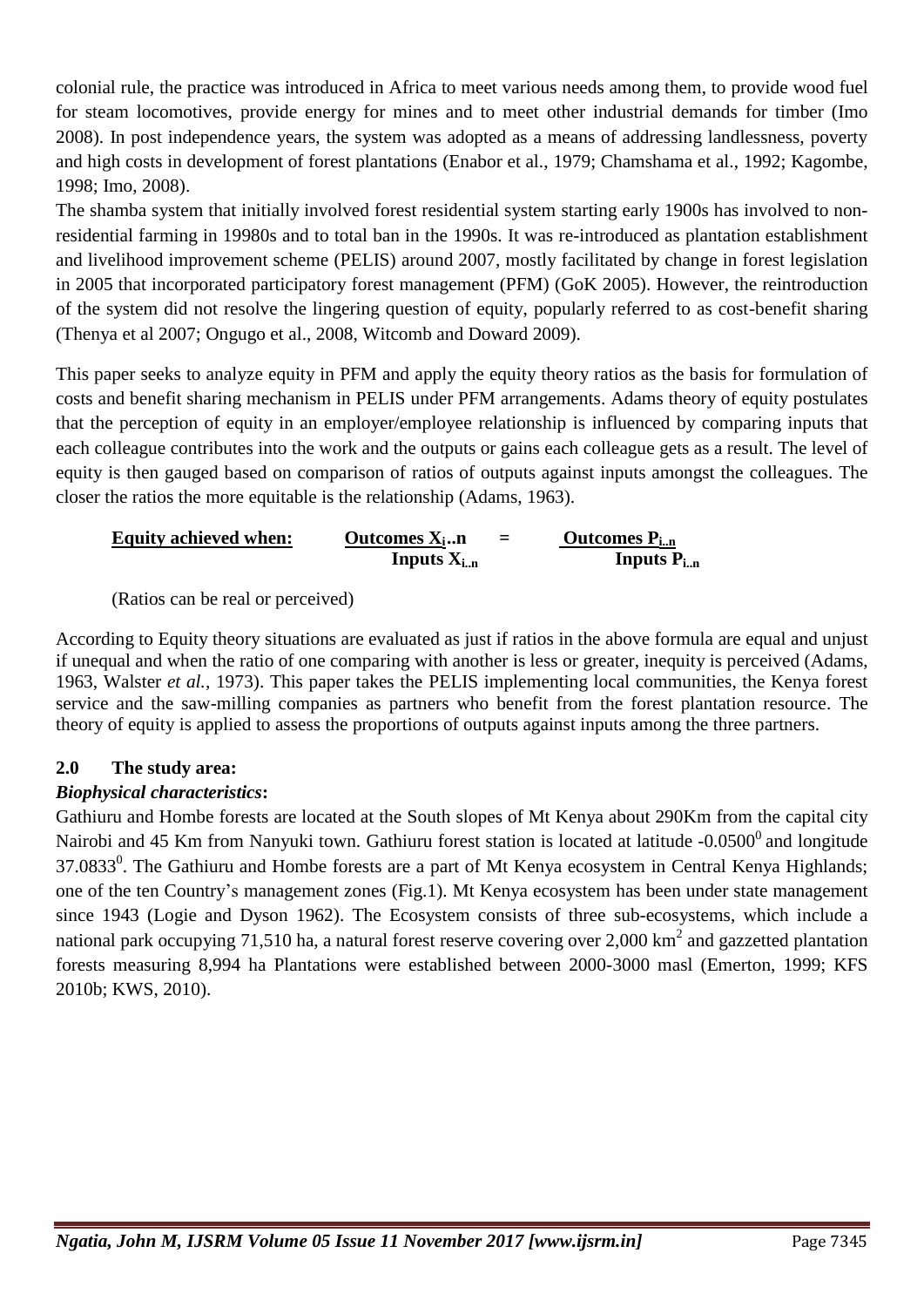colonial rule, the practice was introduced in Africa to meet various needs among them, to provide wood fuel for steam locomotives, provide energy for mines and to meet other industrial demands for timber (Imo 2008). In post independence years, the system was adopted as a means of addressing landlessness, poverty and high costs in development of forest plantations (Enabor et al., 1979; Chamshama et al., 1992; Kagombe, 1998; Imo, 2008).

The shamba system that initially involved forest residential system starting early 1900s has involved to non-residential farming in 19980s and to total ban in the 1990s. It was re-introduced as plantation establishment and livelihood improvement scheme (PELIS) around 2007, mostly facilitated by change in forest legislation in 2005 that incorporated participatory forest management (PFM) (GoK 2005). However, the reintroduction of the system did not resolve the lingering question of equity, popularly referred to as cost-benefit sharing (Thenya et al 2007; Ongugo et al., 2008, Witcomb and Doward 2009).

This paper seeks to analyze equity in PFM and apply the equity theory ratios as the basis for formulation of costs and benefit sharing mechanism in PELIS under PFM arrangements. Adams theory of equity postulates that the perception of equity in an employer/employee relationship is influenced by comparing inputs that each colleague contributes into the work and the outputs or gains each colleague gets as a result. The level of equity is then gauged based on comparison of ratios of outputs against inputs amongst the colleagues. The closer the ratios the more equitable is the relationship (Adams, 1963).

**Equity achieved when:**

$$\frac{\text{Outcomes } X_{i..n}}{\text{Inputs } X_{i..n}} = \frac{\text{Outcomes } P_{i..n}}{\text{Inputs } P_{i..n}}$$

(Ratios can be real or perceived)

According to Equity theory situations are evaluated as just if ratios in the above formula are equal and unjust if unequal and when the ratio of one comparing with another is less or greater, inequity is perceived (Adams, 1963, Walster *et al.,* 1973). This paper takes the PELIS implementing local communities, the Kenya forest service and the saw-milling companies as partners who benefit from the forest plantation resource. The theory of equity is applied to assess the proportions of outputs against inputs among the three partners.

## 2.0 The study area:

### *Biophysical characteristics*:

Gathiuru and Hombe forests are located at the South slopes of Mt Kenya about 290Km from the capital city Nairobi and 45 Km from Nanyuki town. Gathiuru forest station is located at latitude $-0.0500^0$ and longitude $37.0833^0$. The Gathiuru and Hombe forests are a part of Mt Kenya ecosystem in Central Kenya Highlands; one of the ten Country's management zones (Fig.1). Mt Kenya ecosystem has been under state management since 1943 (Logie and Dyson 1962). The Ecosystem consists of three sub-ecosystems, which include a national park occupying 71,510 ha, a natural forest reserve covering over 2,000 $km^2$ and gazzetted plantation forests measuring 8,994 ha Plantations were established between 2000-3000 masl (Emerton, 1999; KFS 2010b; KWS, 2010).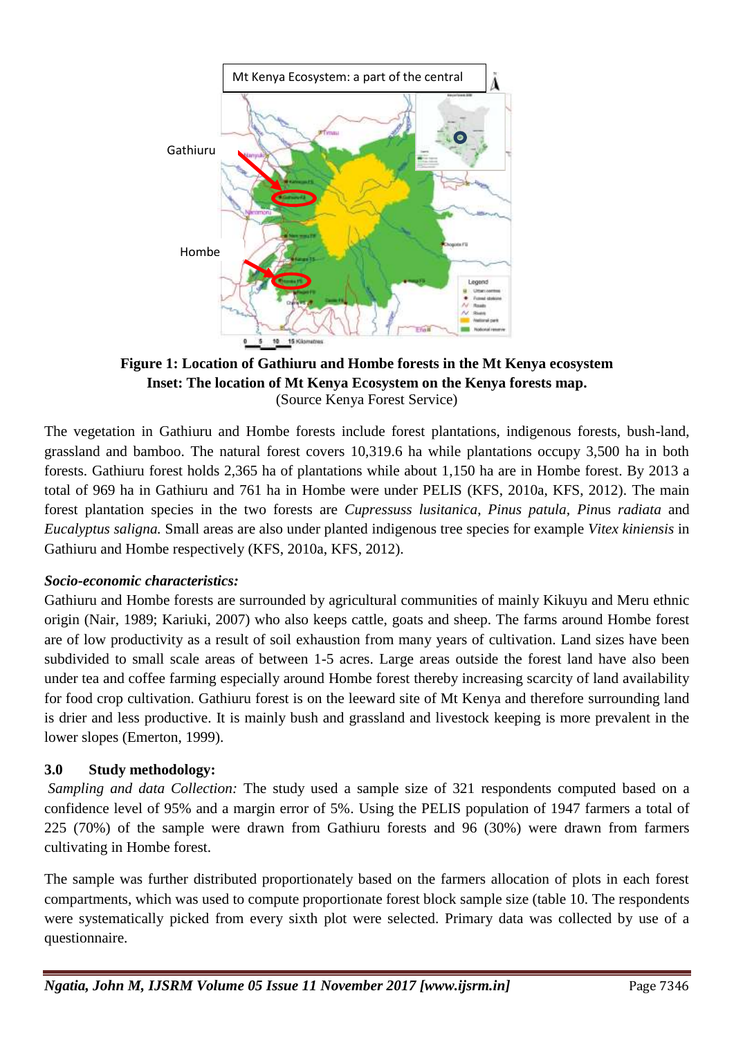**Figure 1: Location of Gathiuru and Hombe forests in the Mt Kenya ecosystem**
**Inset: The location of Mt Kenya Ecosystem on the Kenya forests map.**
(Source Kenya Forest Service)

The vegetation in Gathiuru and Hombe forests include forest plantations, indigenous forests, bush-land, grassland and bamboo. The natural forest covers 10,319.6 ha while plantations occupy 3,500 ha in both forests. Gathiuru forest holds 2,365 ha of plantations while about 1,150 ha are in Hombe forest. By 2013 a total of 969 ha in Gathiuru and 761 ha in Hombe were under PELIS (KFS, 2010a, KFS, 2012). The main forest plantation species in the two forests are *Cupressuss lusitanica*, *Pinus patula*, *Pin*us *radiata* and *Eucalyptus saligna.* Small areas are also under planted indigenous tree species for example *Vitex kiniensis* in Gathiuru and Hombe respectively (KFS, 2010a, KFS, 2012).

***Socio-economic characteristics:***

Gathiuru and Hombe forests are surrounded by agricultural communities of mainly Kikuyu and Meru ethnic origin (Nair, 1989; Kariuki, 2007) who also keeps cattle, goats and sheep. The farms around Hombe forest are of low productivity as a result of soil exhaustion from many years of cultivation. Land sizes have been subdivided to small scale areas of between 1-5 acres. Large areas outside the forest land have also been under tea and coffee farming especially around Hombe forest thereby increasing scarcity of land availability for food crop cultivation. Gathiuru forest is on the leeward site of Mt Kenya and therefore surrounding land is drier and less productive. It is mainly bush and grassland and livestock keeping is more prevalent in the lower slopes (Emerton, 1999).

## 3.0 Study methodology:

*Sampling and data Collection:* The study used a sample size of 321 respondents computed based on a confidence level of 95% and a margin error of 5%. Using the PELIS population of 1947 farmers a total of 225 (70%) of the sample were drawn from Gathiuru forests and 96 (30%) were drawn from farmers cultivating in Hombe forest.

The sample was further distributed proportionately based on the farmers allocation of plots in each forest compartments, which was used to compute proportionate forest block sample size (table 10. The respondents were systematically picked from every sixth plot were selected. Primary data was collected by use of a questionnaire.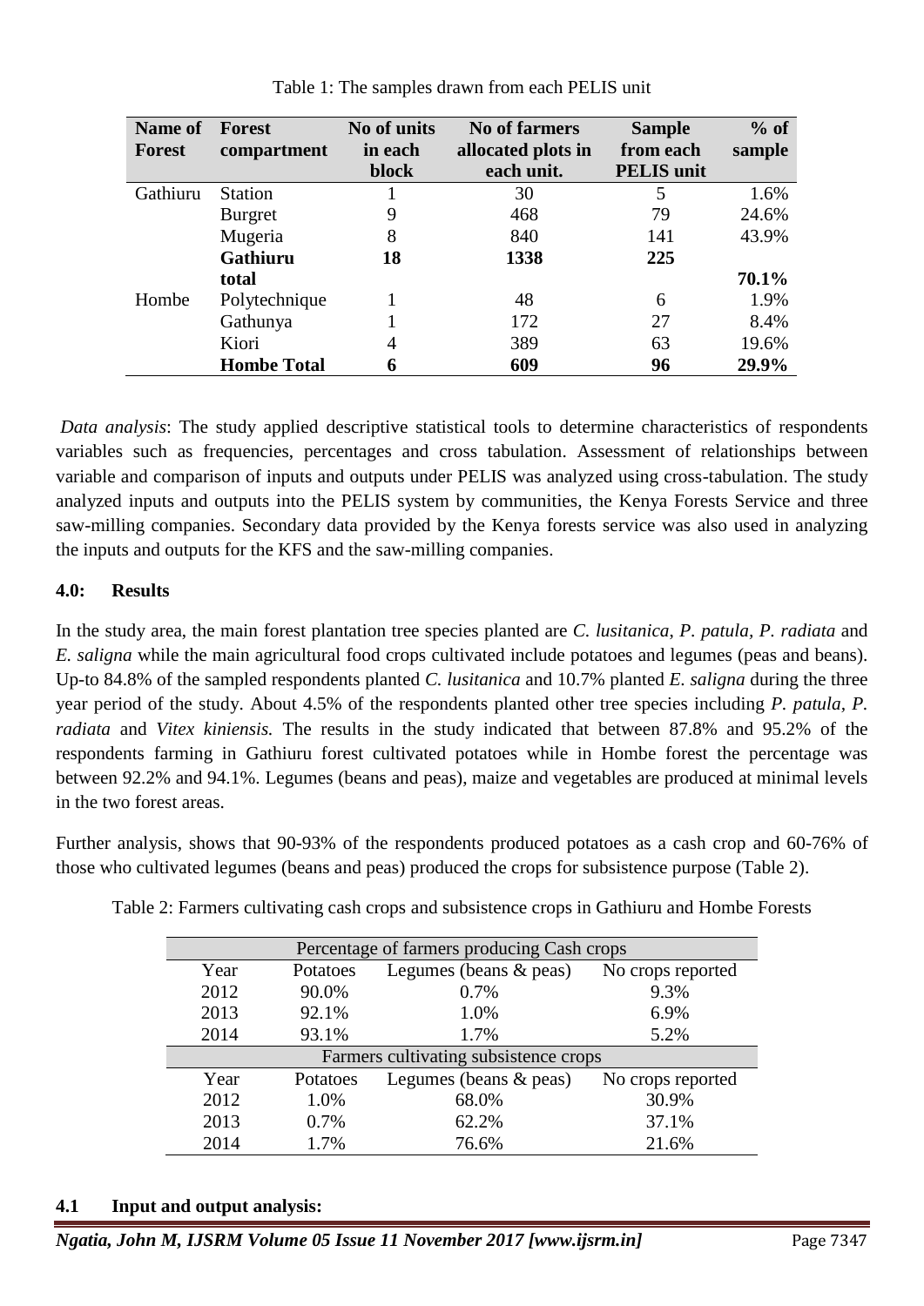Table 1: The samples drawn from each PELIS unit

| Name of Forest | Forest compartment | No of units in each block | No of farmers allocated plots in each unit. | Sample from each PELIS unit | % of sample |
|---|---|---|---|---|---|
| Gathiuru | Station | 1 | 30 | 5 | 1.6% |
| | Burgret | 9 | 468 | 79 | 24.6% |
| | Mugeria | 8 | 840 | 141 | 43.9% |
| | **Gathiuru total** | **18** | **1338** | **225** | **70.1%** |
| Hombe | Polytechnique | 1 | 48 | 6 | 1.9% |
| | Gathunya | 1 | 172 | 27 | 8.4% |
| | Kiori | 4 | 389 | 63 | 19.6% |
| | **Hombe Total** | **6** | **609** | **96** | **29.9%** |

*Data analysis*: The study applied descriptive statistical tools to determine characteristics of respondents variables such as frequencies, percentages and cross tabulation. Assessment of relationships between variable and comparison of inputs and outputs under PELIS was analyzed using cross-tabulation. The study analyzed inputs and outputs into the PELIS system by communities, the Kenya Forests Service and three saw-milling companies. Secondary data provided by the Kenya forests service was also used in analyzing the inputs and outputs for the KFS and the saw-milling companies.

## 4.0: Results

In the study area, the main forest plantation tree species planted are *C. lusitanica*, *P. patula, P. radiata* and *E. saligna* while the main agricultural food crops cultivated include potatoes and legumes (peas and beans). Up-to 84.8% of the sampled respondents planted *C. lusitanica* and 10.7% planted *E. saligna* during the three year period of the study. About 4.5% of the respondents planted other tree species including *P. patula, P. radiata* and *Vitex kiniensis.* The results in the study indicated that between 87.8% and 95.2% of the respondents farming in Gathiuru forest cultivated potatoes while in Hombe forest the percentage was between 92.2% and 94.1%. Legumes (beans and peas), maize and vegetables are produced at minimal levels in the two forest areas.

Further analysis, shows that 90-93% of the respondents produced potatoes as a cash crop and 60-76% of those who cultivated legumes (beans and peas) produced the crops for subsistence purpose (Table 2).

Table 2: Farmers cultivating cash crops and subsistence crops in Gathiuru and Hombe Forests

| Percentage of farmers producing Cash crops | | | |
|---|---|---|---|
| Year | Potatoes | Legumes (beans & peas) | No crops reported |
| 2012 | 90.0% | 0.7% | 9.3% |
| 2013 | 92.1% | 1.0% | 6.9% |
| 2014 | 93.1% | 1.7% | 5.2% |
| **Farmers cultivating subsistence crops** | | | |
| Year | Potatoes | Legumes (beans & peas) | No crops reported |
| 2012 | 1.0% | 68.0% | 30.9% |
| 2013 | 0.7% | 62.2% | 37.1% |
| 2014 | 1.7% | 76.6% | 21.6% |

### 4.1 Input and output analysis: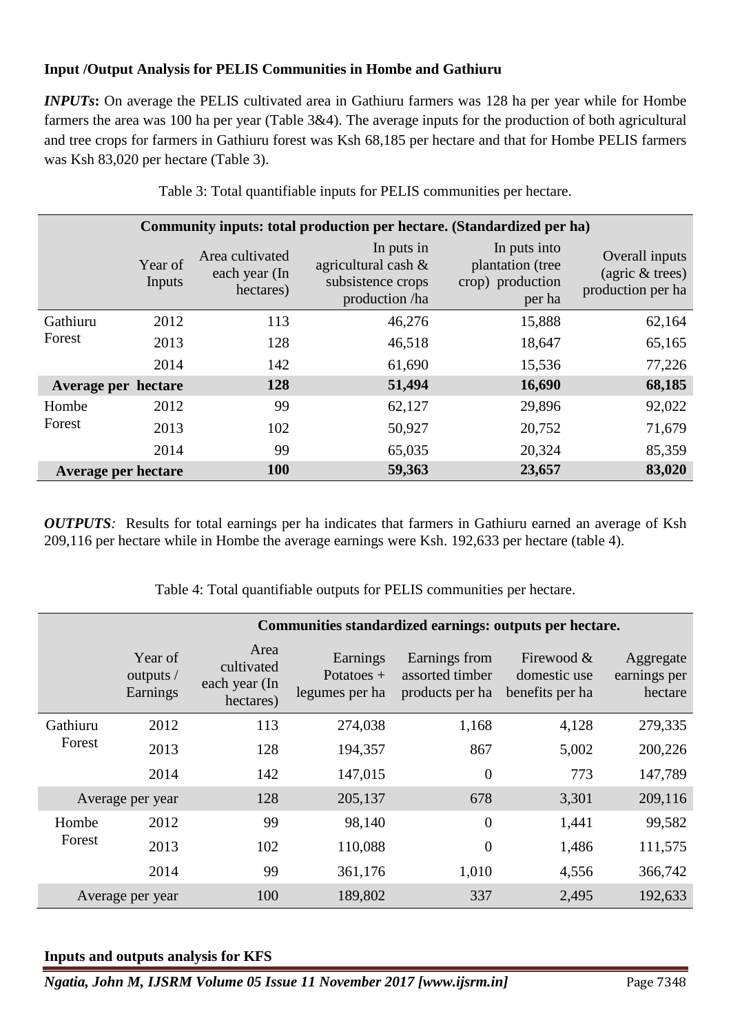**Input /Output Analysis for PELIS Communities in Hombe and Gathiuru**

***INPUTs*:** On average the PELIS cultivated area in Gathiuru farmers was 128 ha per year while for Hombe farmers the area was 100 ha per year (Table 3&4). The average inputs for the production of both agricultural and tree crops for farmers in Gathiuru forest was Ksh 68,185 per hectare and that for Hombe PELIS farmers was Ksh 83,020 per hectare (Table 3).

Table 3: Total quantifiable inputs for PELIS communities per hectare.

| **Community inputs: total production per hectare. (Standardized per ha)** | | | | | |
|---|---|---|---|---|---|
| | Year of Inputs | Area cultivated each year (In hectares) | In puts in agricultural cash & subsistence crops production /ha | In puts into plantation (tree crop) production per ha | Overall inputs (agric & trees) production per ha |
| Gathiuru Forest | 2012 | 113 | 46,276 | 15,888 | 62,164 |
| | 2013 | 128 | 46,518 | 18,647 | 65,165 |
| | 2014 | 142 | 61,690 | 15,536 | 77,226 |
| **Average per hectare** | | **128** | **51,494** | **16,690** | **68,185** |
| Hombe Forest | 2012 | 99 | 62,127 | 29,896 | 92,022 |
| | 2013 | 102 | 50,927 | 20,752 | 71,679 |
| | 2014 | 99 | 65,035 | 20,324 | 85,359 |
| **Average per hectare** | | **100** | **59,363** | **23,657** | **83,020** |

***OUTPUTS**:* Results for total earnings per ha indicates that farmers in Gathiuru earned an average of Ksh 209,116 per hectare while in Hombe the average earnings were Ksh. 192,633 per hectare (table 4).

Table 4: Total quantifiable outputs for PELIS communities per hectare.

| | | **Communities standardized earnings: outputs per hectare.** | | | | |
|---|---|---|---|---|---|---|
| | Year of outputs / Earnings | Area cultivated each year (In hectares) | Earnings Potatoes + legumes per ha | Earnings from assorted timber products per ha | Firewood & domestic use benefits per ha | Aggregate earnings per hectare |
| Gathiuru Forest | 2012 | 113 | 274,038 | 1,168 | 4,128 | 279,335 |
| | 2013 | 128 | 194,357 | 867 | 5,002 | 200,226 |
| | 2014 | 142 | 147,015 | 0 | 773 | 147,789 |
| Average per year | | 128 | 205,137 | 678 | 3,301 | 209,116 |
| Hombe Forest | 2012 | 99 | 98,140 | 0 | 1,441 | 99,582 |
| | 2013 | 102 | 110,088 | 0 | 1,486 | 111,575 |
| | 2014 | 99 | 361,176 | 1,010 | 4,556 | 366,742 |
| Average per year | | 100 | 189,802 | 337 | 2,495 | 192,633 |

**Inputs and outputs analysis for KFS**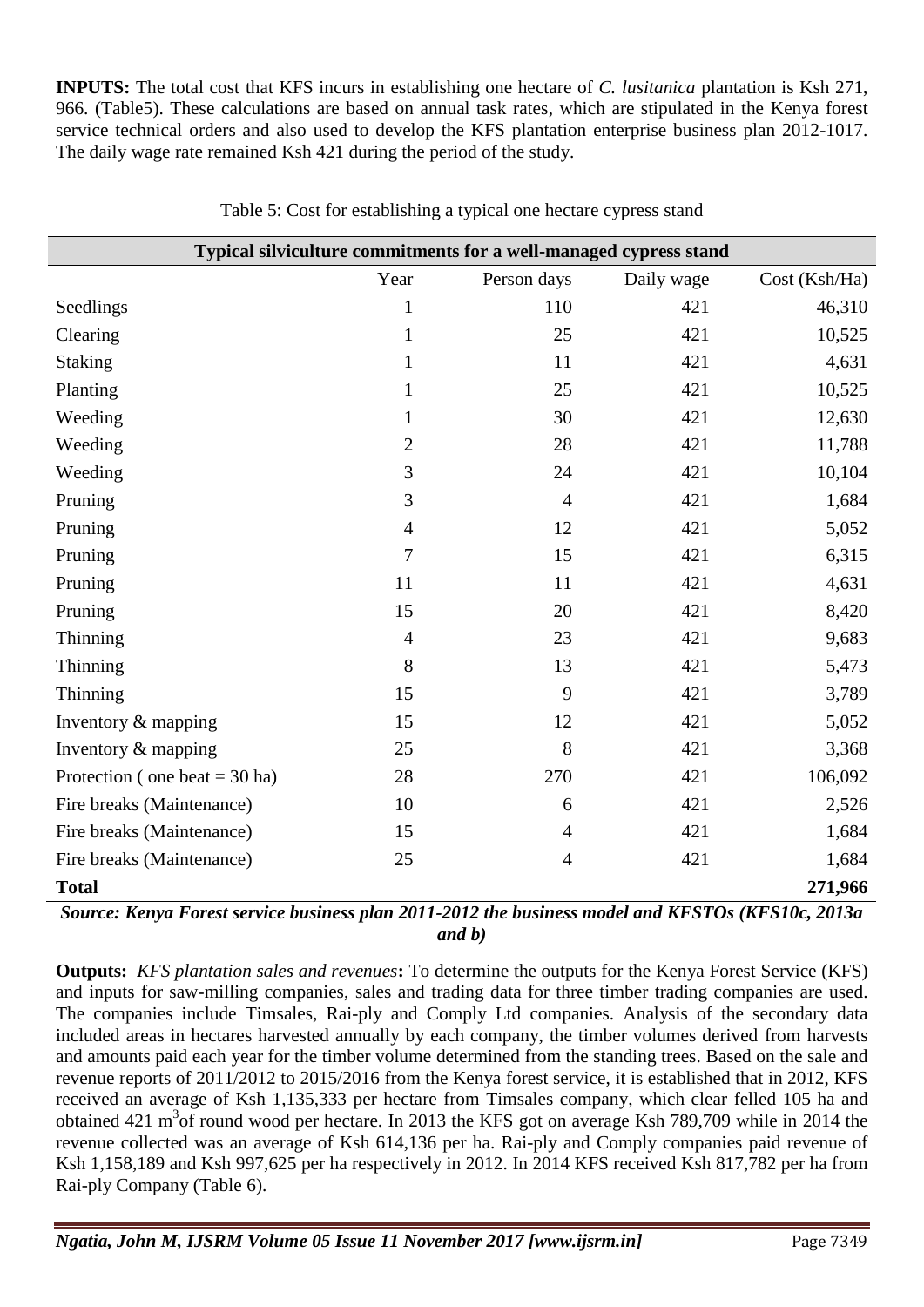**INPUTS:** The total cost that KFS incurs in establishing one hectare of *C. lusitanica* plantation is Ksh 271, 966. (Table5). These calculations are based on annual task rates, which are stipulated in the Kenya forest service technical orders and also used to develop the KFS plantation enterprise business plan 2012-1017. The daily wage rate remained Ksh 421 during the period of the study.

Table 5: Cost for establishing a typical one hectare cypress stand

| Typical silviculture commitments for a well-managed cypress stand | | | | |
|---|---|---|---|---|
| | Year | Person days | Daily wage | Cost (Ksh/Ha) |
| Seedlings | 1 | 110 | 421 | 46,310 |
| Clearing | 1 | 25 | 421 | 10,525 |
| Staking | 1 | 11 | 421 | 4,631 |
| Planting | 1 | 25 | 421 | 10,525 |
| Weeding | 1 | 30 | 421 | 12,630 |
| Weeding | 2 | 28 | 421 | 11,788 |
| Weeding | 3 | 24 | 421 | 10,104 |
| Pruning | 3 | 4 | 421 | 1,684 |
| Pruning | 4 | 12 | 421 | 5,052 |
| Pruning | 7 | 15 | 421 | 6,315 |
| Pruning | 11 | 11 | 421 | 4,631 |
| Pruning | 15 | 20 | 421 | 8,420 |
| Thinning | 4 | 23 | 421 | 9,683 |
| Thinning | 8 | 13 | 421 | 5,473 |
| Thinning | 15 | 9 | 421 | 3,789 |
| Inventory & mapping | 15 | 12 | 421 | 5,052 |
| Inventory & mapping | 25 | 8 | 421 | 3,368 |
| Protection ( one beat = 30 ha) | 28 | 270 | 421 | 106,092 |
| Fire breaks (Maintenance) | 10 | 6 | 421 | 2,526 |
| Fire breaks (Maintenance) | 15 | 4 | 421 | 1,684 |
| Fire breaks (Maintenance) | 25 | 4 | 421 | 1,684 |
| **Total** | | | | **271,966** |

***Source: Kenya Forest service business plan 2011-2012 the business model and KFSTOs (KFS10c, 2013a and b)***

**Outputs:** *KFS plantation sales and revenues***:** To determine the outputs for the Kenya Forest Service (KFS) and inputs for saw-milling companies, sales and trading data for three timber trading companies are used. The companies include Timsales, Rai-ply and Comply Ltd companies. Analysis of the secondary data included areas in hectares harvested annually by each company, the timber volumes derived from harvests and amounts paid each year for the timber volume determined from the standing trees. Based on the sale and revenue reports of 2011/2012 to 2015/2016 from the Kenya forest service, it is established that in 2012, KFS received an average of Ksh 1,135,333 per hectare from Timsales company, which clear felled 105 ha and obtained 421 $m^3$of round wood per hectare. In 2013 the KFS got on average Ksh 789,709 while in 2014 the revenue collected was an average of Ksh 614,136 per ha. Rai-ply and Comply companies paid revenue of Ksh 1,158,189 and Ksh 997,625 per ha respectively in 2012. In 2014 KFS received Ksh 817,782 per ha from Rai-ply Company (Table 6).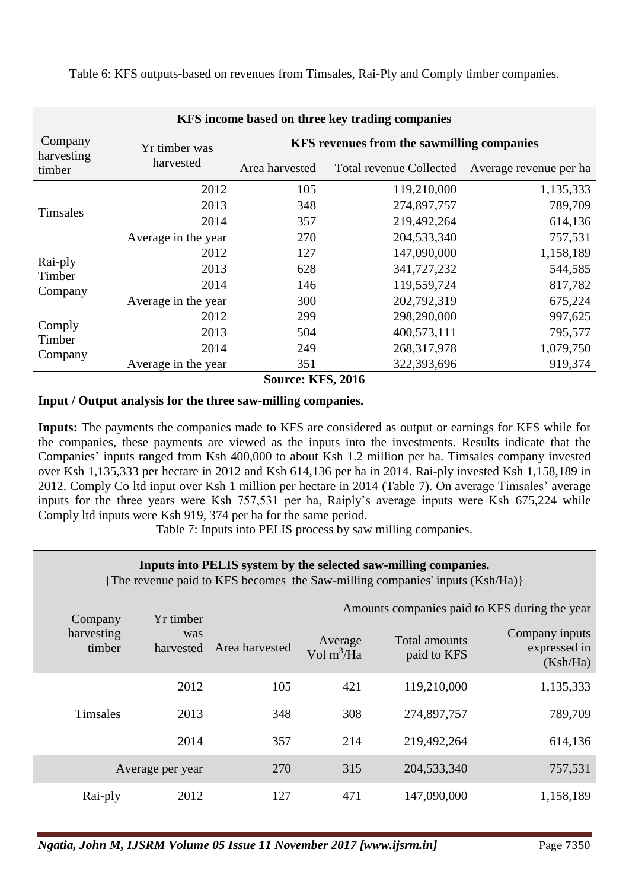Table 6: KFS outputs-based on revenues from Timsales, Rai-Ply and Comply timber companies.

| KFS income based on three key trading companies | | | | |
|---|---|---|---|---|
| Company harvesting timber | Yr timber was harvested | KFS revenues from the sawmilling companies | | |
| | | Area harvested | Total revenue Collected | Average revenue per ha |
| Timsales | 2012 | 105 | 119,210,000 | 1,135,333 |
| | 2013 | 348 | 274,897,757 | 789,709 |
| | 2014 | 357 | 219,492,264 | 614,136 |
| | Average in the year | 270 | 204,533,340 | 757,531 |
| Rai-ply Timber Company | 2012 | 127 | 147,090,000 | 1,158,189 |
| | 2013 | 628 | 341,727,232 | 544,585 |
| | 2014 | 146 | 119,559,724 | 817,782 |
| | Average in the year | 300 | 202,792,319 | 675,224 |
| Comply Timber Company | 2012 | 299 | 298,290,000 | 997,625 |
| | 2013 | 504 | 400,573,111 | 795,577 |
| | 2014 | 249 | 268,317,978 | 1,079,750 |
| | Average in the year | 351 | 322,393,696 | 919,374 |

**Source: KFS, 2016**

**Input / Output analysis for the three saw-milling companies.**

**Inputs:** The payments the companies made to KFS are considered as output or earnings for KFS while for the companies, these payments are viewed as the inputs into the investments. Results indicate that the Companies' inputs ranged from Ksh 400,000 to about Ksh 1.2 million per ha. Timsales company invested over Ksh 1,135,333 per hectare in 2012 and Ksh 614,136 per ha in 2014. Rai-ply invested Ksh 1,158,189 in 2012. Comply Co ltd input over Ksh 1 million per hectare in 2014 (Table 7). On average Timsales' average inputs for the three years were Ksh 757,531 per ha, Raiply's average inputs were Ksh 675,224 while Comply ltd inputs were Ksh 919, 374 per ha for the same period.

Table 7: Inputs into PELIS process by saw milling companies.

| Inputs into PELIS system by the selected saw-milling companies. {The revenue paid to KFS becomes the Saw-milling companies' inputs (Ksh/Ha)} | | | | | |
|---|---|---|---|---|---|
| Company harvesting timber | Yr timber was harvested | Area harvested | Amounts companies paid to KFS during the year | | |
| | | | Average Vol $m^3$/Ha | Total amounts paid to KFS | Company inputs expressed in (Ksh/Ha) |
| Timsales | 2012 | 105 | 421 | 119,210,000 | 1,135,333 |
| | 2013 | 348 | 308 | 274,897,757 | 789,709 |
| | 2014 | 357 | 214 | 219,492,264 | 614,136 |
| Average per year | | 270 | 315 | 204,533,340 | 757,531 |
| Rai-ply | 2012 | 127 | 471 | 147,090,000 | 1,158,189 |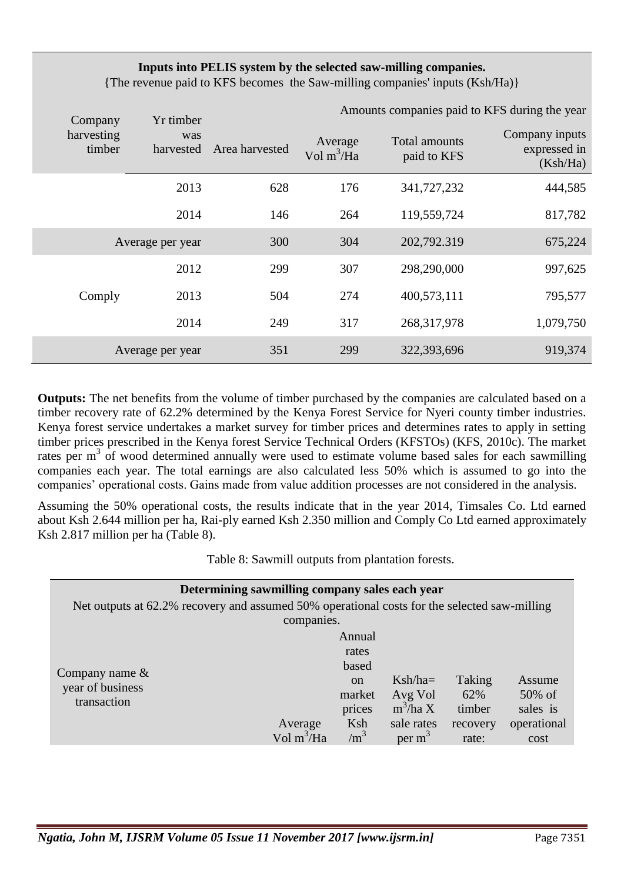| Company harvesting timber | Yr timber was harvested | Area harvested | Average Vol $m^3$/Ha | Total amounts paid to KFS | Company inputs expressed in (Ksh/Ha) |
|---|---|---|---|---|---|
| **Inputs into PELIS system by the selected saw-milling companies.** {The revenue paid to KFS becomes the Saw-milling companies' inputs (Ksh/Ha)} | | | Amounts companies paid to KFS during the year | | |
| | 2013 | 628 | 176 | 341,727,232 | 444,585 |
| | 2014 | 146 | 264 | 119,559,724 | 817,782 |
| Average per year | | 300 | 304 | 202,792.319 | 675,224 |
| | 2012 | 299 | 307 | 298,290,000 | 997,625 |
| Comply | 2013 | 504 | 274 | 400,573,111 | 795,577 |
| | 2014 | 249 | 317 | 268,317,978 | 1,079,750 |
| Average per year | | 351 | 299 | 322,393,696 | 919,374 |

**Outputs:** The net benefits from the volume of timber purchased by the companies are calculated based on a timber recovery rate of 62.2% determined by the Kenya Forest Service for Nyeri county timber industries. Kenya forest service undertakes a market survey for timber prices and determines rates to apply in setting timber prices prescribed in the Kenya forest Service Technical Orders (KFSTOs) (KFS, 2010c). The market rates per $m^3$ of wood determined annually were used to estimate volume based sales for each sawmilling companies each year. The total earnings are also calculated less 50% which is assumed to go into the companies' operational costs. Gains made from value addition processes are not considered in the analysis.

Assuming the 50% operational costs, the results indicate that in the year 2014, Timsales Co. Ltd earned about Ksh 2.644 million per ha, Rai-ply earned Ksh 2.350 million and Comply Co Ltd earned approximately Ksh 2.817 million per ha (Table 8).

Table 8: Sawmill outputs from plantation forests.

| Company name & year of business transaction | Average Vol $m^3$/Ha | Annual rates based on market prices Ksh /$m^3$ | Ksh/ha= Avg Vol $m^3$/ha X sale rates per $m^3$ | Taking 62% timber recovery rate: | Assume 50% of sales is operational cost |
|---|---|---|---|---|---|
| **Determining sawmilling company sales each year** Net outputs at 62.2% recovery and assumed 50% operational costs for the selected saw-milling companies. | | | | | |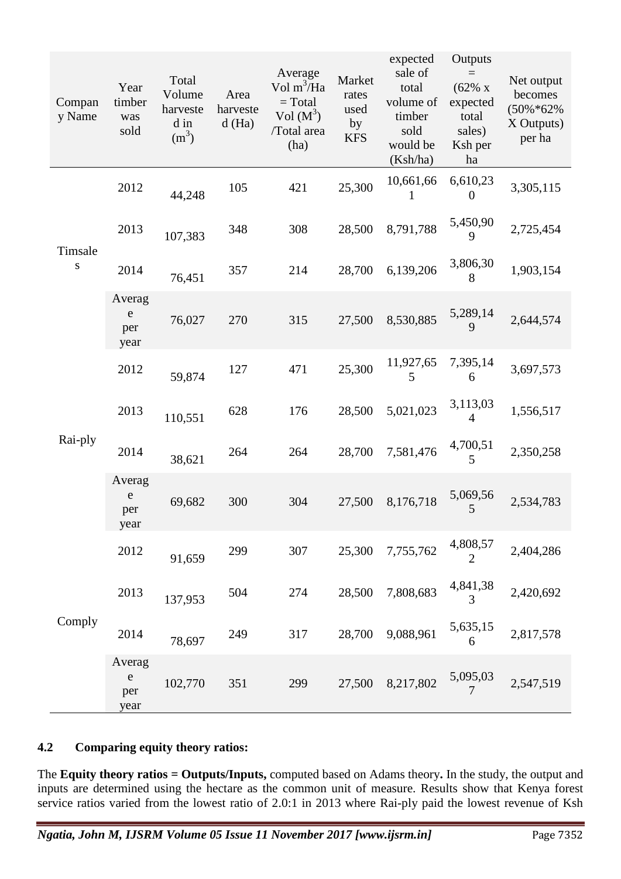| Company Name | Year timber was sold | Total Volume harvested in ($m^3$) | Area harvested (Ha) | Average Vol $m^3$/Ha = Total Vol ($M^3$) /Total area (ha) | Market rates used by KFS | expected sale of total volume of timber sold would be (Ksh/ha) | Outputs = (62% x expected total sales) Ksh per ha | Net output becomes (50%*62% X Outputs) per ha |
|---|---|---|---|---|---|---|---|---|
| Timsales | 2012 | 44,248 | 105 | 421 | 25,300 | 10,661,661 | 6,610,230 | 3,305,115 |
| | 2013 | 107,383 | 348 | 308 | 28,500 | 8,791,788 | 5,450,909 | 2,725,454 |
| | 2014 | 76,451 | 357 | 214 | 28,700 | 6,139,206 | 3,806,308 | 1,903,154 |
| | Average per year | 76,027 | 270 | 315 | 27,500 | 8,530,885 | 5,289,149 | 2,644,574 |
| Rai-ply | 2012 | 59,874 | 127 | 471 | 25,300 | 11,927,655 | 7,395,146 | 3,697,573 |
| | 2013 | 110,551 | 628 | 176 | 28,500 | 5,021,023 | 3,113,034 | 1,556,517 |
| | 2014 | 38,621 | 264 | 264 | 28,700 | 7,581,476 | 4,700,515 | 2,350,258 |
| | Average per year | 69,682 | 300 | 304 | 27,500 | 8,176,718 | 5,069,565 | 2,534,783 |
| Comply | 2012 | 91,659 | 299 | 307 | 25,300 | 7,755,762 | 4,808,572 | 2,404,286 |
| | 2013 | 137,953 | 504 | 274 | 28,500 | 7,808,683 | 4,841,383 | 2,420,692 |
| | 2014 | 78,697 | 249 | 317 | 28,700 | 9,088,961 | 5,635,156 | 2,817,578 |
| | Average per year | 102,770 | 351 | 299 | 27,500 | 8,217,802 | 5,095,037 | 2,547,519 |

### 4.2 Comparing equity theory ratios:

The **Equity theory ratios = Outputs/Inputs,** computed based on Adams theory**.** In the study, the output and inputs are determined using the hectare as the common unit of measure. Results show that Kenya forest service ratios varied from the lowest ratio of 2.0:1 in 2013 where Rai-ply paid the lowest revenue of Ksh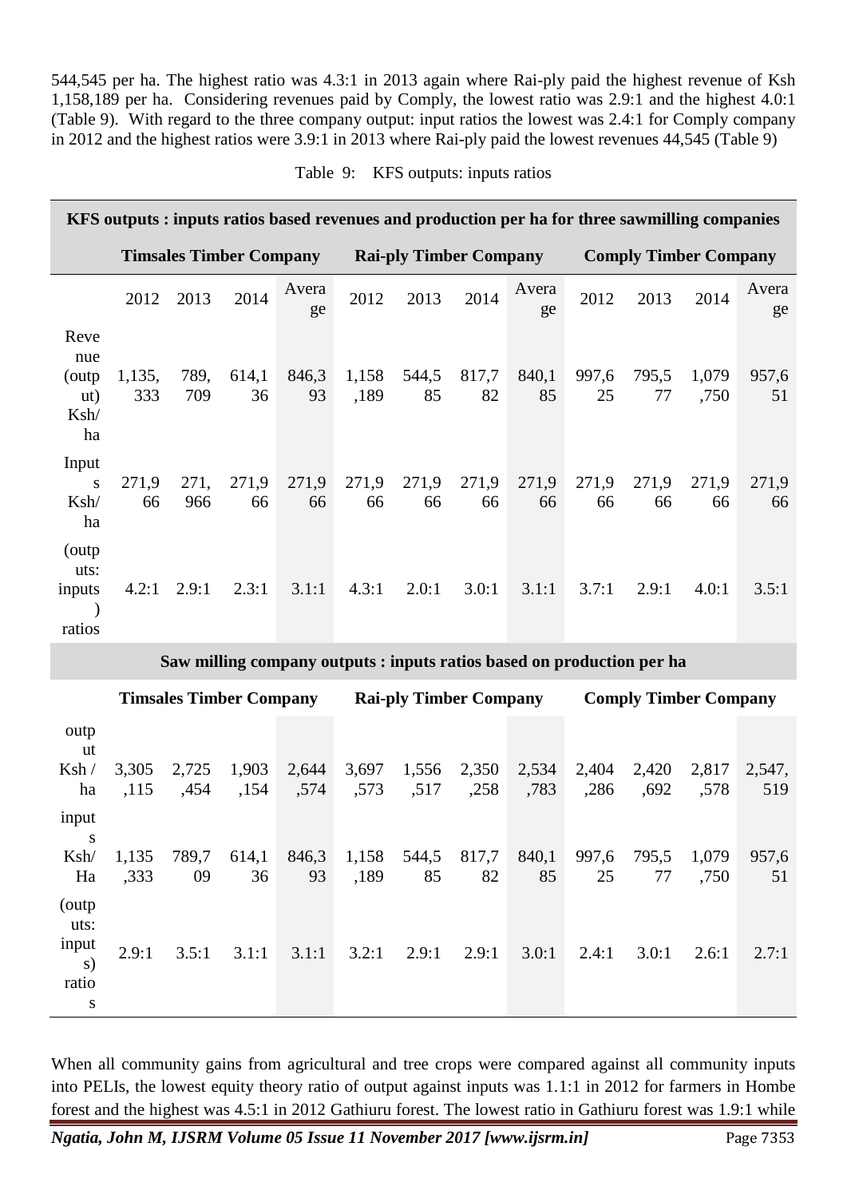544,545 per ha. The highest ratio was 4.3:1 in 2013 again where Rai-ply paid the highest revenue of Ksh 1,158,189 per ha. Considering revenues paid by Comply, the lowest ratio was 2.9:1 and the highest 4.0:1 (Table 9). With regard to the three company output: input ratios the lowest was 2.4:1 for Comply company in 2012 and the highest ratios were 3.9:1 in 2013 where Rai-ply paid the lowest revenues 44,545 (Table 9)

Table 9: KFS outputs: inputs ratios

| **KFS outputs : inputs ratios based revenues and production per ha for three sawmilling companies** | | | | | | | | | | | | |
|---|---|---|---|---|---|---|---|---|---|---|---|---|
| | **Timsales Timber Company** | | | | **Rai-ply Timber Company** | | | | **Comply Timber Company** | | | |
| | 2012 | 2013 | 2014 | Average | 2012 | 2013 | 2014 | Average | 2012 | 2013 | 2014 | Average |
| Revenue (output) Ksh/ha | 1,135,333 | 789,709 | 614,136 | 846,393 | 1,158,189 | 544,585 | 817,782 | 840,185 | 997,625 | 795,577 | 1,079,750 | 957,651 |
| Inputs Ksh/ha | 271,966 | 271,966 | 271,966 | 271,966 | 271,966 | 271,966 | 271,966 | 271,966 | 271,966 | 271,966 | 271,966 | 271,966 |
| (outputs: inputs) ratios | 4.2:1 | 2.9:1 | 2.3:1 | 3.1:1 | 4.3:1 | 2.0:1 | 3.0:1 | 3.1:1 | 3.7:1 | 2.9:1 | 4.0:1 | 3.5:1 |
| **Saw milling company outputs : inputs ratios based on production per ha** | | | | | | | | | | | | |
| | **Timsales Timber Company** | | | | **Rai-ply Timber Company** | | | | **Comply Timber Company** | | | |
| output Ksh / ha | 3,305,115 | 2,725,454 | 1,903,154 | 2,644,574 | 3,697,573 | 1,556,517 | 2,350,258 | 2,534,783 | 2,404,286 | 2,420,692 | 2,817,578 | 2,547,519 |
| inputs Ksh/Ha | 1,135,333 | 789,709 | 614,136 | 846,393 | 1,158,189 | 544,585 | 817,782 | 840,185 | 997,625 | 795,577 | 1,079,750 | 957,651 |
| (outputs: inputs) ratios | 2.9:1 | 3.5:1 | 3.1:1 | 3.1:1 | 3.2:1 | 2.9:1 | 2.9:1 | 3.0:1 | 2.4:1 | 3.0:1 | 2.6:1 | 2.7:1 |

When all community gains from agricultural and tree crops were compared against all community inputs into PELIs, the lowest equity theory ratio of output against inputs was 1.1:1 in 2012 for farmers in Hombe forest and the highest was 4.5:1 in 2012 Gathiuru forest. The lowest ratio in Gathiuru forest was 1.9:1 while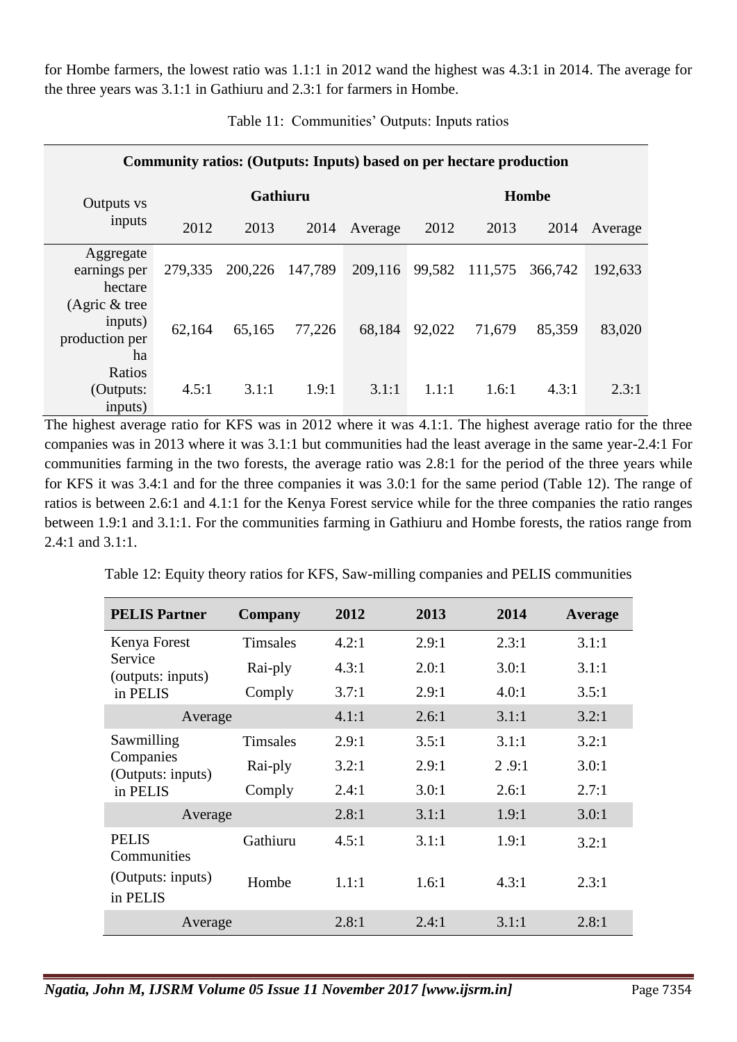for Hombe farmers, the lowest ratio was 1.1:1 in 2012 wand the highest was 4.3:1 in 2014. The average for the three years was 3.1:1 in Gathiuru and 2.3:1 for farmers in Hombe.

Table 11: Communities' Outputs: Inputs ratios

| Community ratios: (Outputs: Inputs) based on per hectare production | | | | | | | | |
|---|---|---|---|---|---|---|---|---|
| Outputs vs inputs | Gathiuru | | | | Hombe | | | |
| | 2012 | 2013 | 2014 | Average | 2012 | 2013 | 2014 | Average |
| Aggregate earnings per hectare | 279,335 | 200,226 | 147,789 | 209,116 | 99,582 | 111,575 | 366,742 | 192,633 |
| (Agric & tree inputs) production per ha | 62,164 | 65,165 | 77,226 | 68,184 | 92,022 | 71,679 | 85,359 | 83,020 |
| Ratios (Outputs: inputs) | 4.5:1 | 3.1:1 | 1.9:1 | 3.1:1 | 1.1:1 | 1.6:1 | 4.3:1 | 2.3:1 |

The highest average ratio for KFS was in 2012 where it was 4.1:1. The highest average ratio for the three companies was in 2013 where it was 3.1:1 but communities had the least average in the same year-2.4:1 For communities farming in the two forests, the average ratio was 2.8:1 for the period of the three years while for KFS it was 3.4:1 and for the three companies it was 3.0:1 for the same period (Table 12). The range of ratios is between 2.6:1 and 4.1:1 for the Kenya Forest service while for the three companies the ratio ranges between 1.9:1 and 3.1:1. For the communities farming in Gathiuru and Hombe forests, the ratios range from 2.4:1 and 3.1:1.

Table 12: Equity theory ratios for KFS, Saw-milling companies and PELIS communities

| PELIS Partner | Company | 2012 | 2013 | 2014 | Average |
|---|---|---|---|---|---|
| Kenya Forest Service (outputs: inputs) in PELIS | Timsales | 4.2:1 | 2.9:1 | 2.3:1 | 3.1:1 |
| | Rai-ply | 4.3:1 | 2.0:1 | 3.0:1 | 3.1:1 |
| | Comply | 3.7:1 | 2.9:1 | 4.0:1 | 3.5:1 |
| Average | | 4.1:1 | 2.6:1 | 3.1:1 | 3.2:1 |
| Sawmilling Companies (Outputs: inputs) in PELIS | Timsales | 2.9:1 | 3.5:1 | 3.1:1 | 3.2:1 |
| | Rai-ply | 3.2:1 | 2.9:1 | 2 .9:1 | 3.0:1 |
| | Comply | 2.4:1 | 3.0:1 | 2.6:1 | 2.7:1 |
| Average | | 2.8:1 | 3.1:1 | 1.9:1 | 3.0:1 |
| PELIS Communities | Gathiuru | 4.5:1 | 3.1:1 | 1.9:1 | 3.2:1 |
| (Outputs: inputs) in PELIS | Hombe | 1.1:1 | 1.6:1 | 4.3:1 | 2.3:1 |
| Average | | 2.8:1 | 2.4:1 | 3.1:1 | 2.8:1 |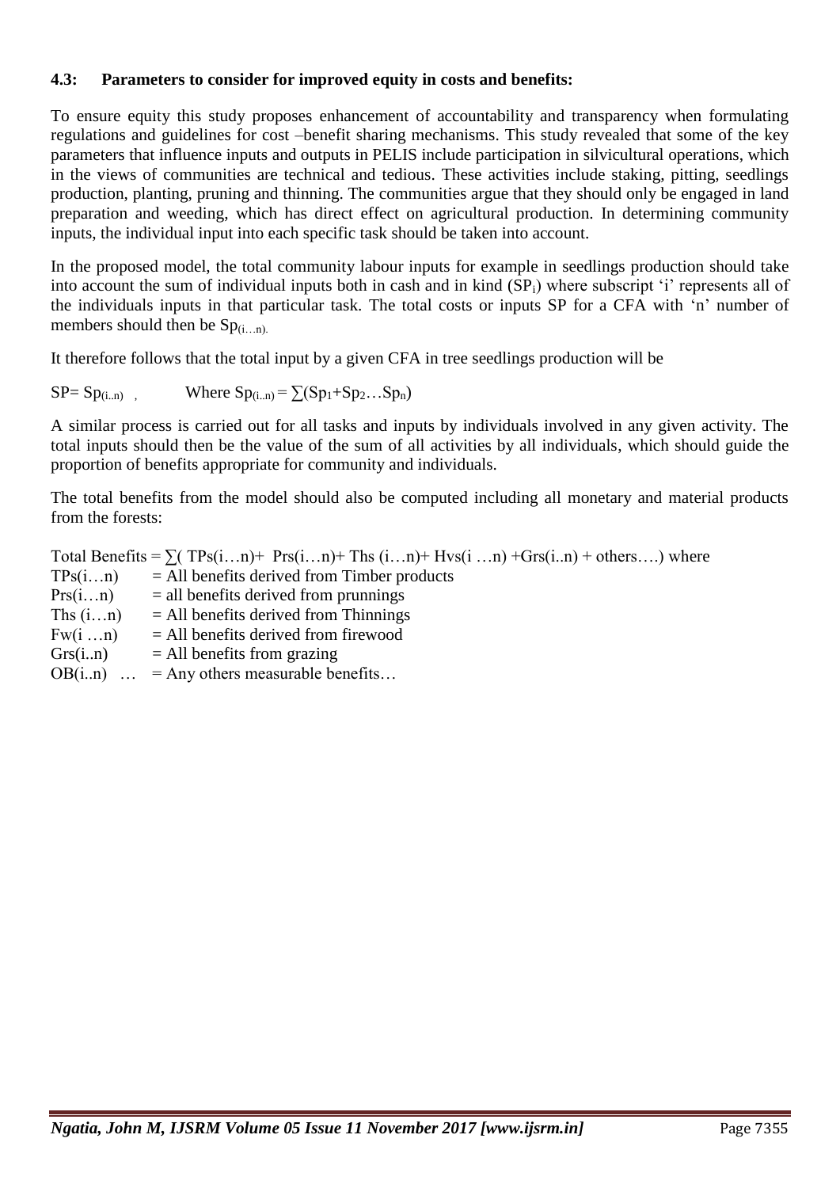### 4.3: Parameters to consider for improved equity in costs and benefits:

To ensure equity this study proposes enhancement of accountability and transparency when formulating regulations and guidelines for cost –benefit sharing mechanisms. This study revealed that some of the key parameters that influence inputs and outputs in PELIS include participation in silvicultural operations, which in the views of communities are technical and tedious. These activities include staking, pitting, seedlings production, planting, pruning and thinning. The communities argue that they should only be engaged in land preparation and weeding, which has direct effect on agricultural production. In determining community inputs, the individual input into each specific task should be taken into account.

In the proposed model, the total community labour inputs for example in seedlings production should take into account the sum of individual inputs both in cash and in kind ($SP_i$) where subscript 'i' represents all of the individuals inputs in that particular task. The total costs or inputs SP for a CFA with 'n' number of members should then be $Sp_{(i\ldots n)}$.

It therefore follows that the total input by a given CFA in tree seedlings production will be

$SP = Sp_{(i..n)}$ , Where $Sp_{(i..n)} = \sum(Sp_1+Sp_2 \ldots Sp_n)$

A similar process is carried out for all tasks and inputs by individuals involved in any given activity. The total inputs should then be the value of the sum of all activities by all individuals, which should guide the proportion of benefits appropriate for community and individuals.

The total benefits from the model should also be computed including all monetary and material products from the forests:

Total Benefits = $\sum($ TPs(i…n)+ Prs(i…n)+ Ths (i…n)+ Hvs(i …n) +Grs(i..n) + others….$)$ where

TPs(i…n) = All benefits derived from Timber products
Prs(i…n) = all benefits derived from prunnings
Ths (i…n) = All benefits derived from Thinnings
Fw(i …n) = All benefits derived from firewood
Grs(i..n) = All benefits from grazing
OB(i..n) … = Any others measurable benefits…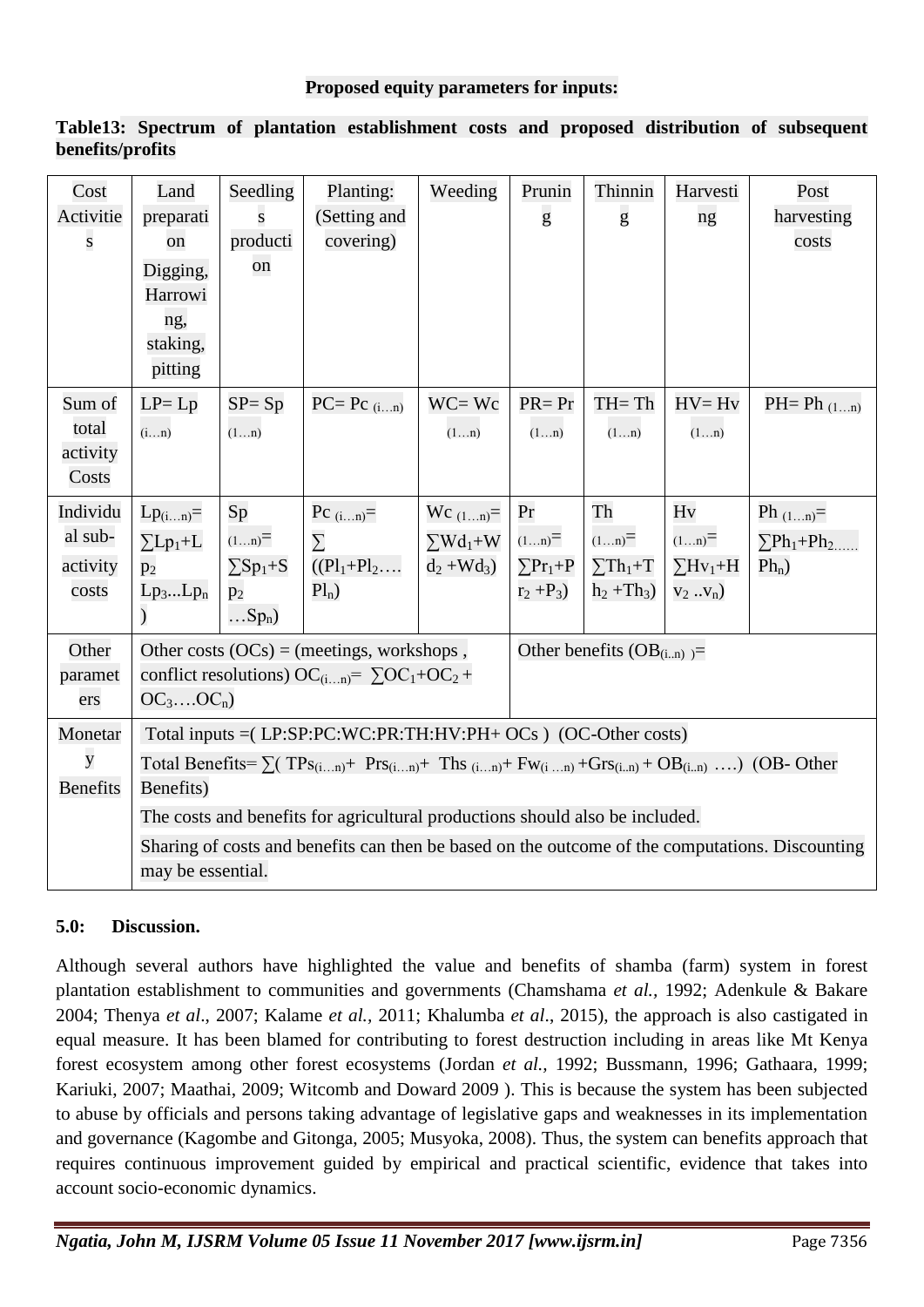**Proposed equity parameters for inputs:**

**Table13: Spectrum of plantation establishment costs and proposed distribution of subsequent benefits/profits**

| Cost Activities | Land preparation Digging, Harrowing, staking, pitting | Seedlings production | Planting: (Setting and covering) | Weeding | Pruning | Thinning | Harvesting | Post harvesting costs |
|---|---|---|---|---|---|---|---|---|
| Sum of total activity Costs | LP= $Lp_{(i…n)}$ | SP= $Sp_{(1…n)}$ | PC= $Pc_{(i…n)}$ | WC= $Wc_{(1…n)}$ | PR= $Pr_{(1…n)}$ | TH= $Th_{(1…n)}$ | HV= $Hv_{(1…n)}$ | PH= $Ph_{(1…n)}$ |
| Individual sub-activity costs | $Lp_{(i…n)} = \sum Lp_1 + Lp_2\, Lp_3 ... Lp_n)$ | $Sp_{(1…n)} = \sum Sp_1 + Sp_2 … Sp_n)$ | $Pc_{(i…n)} = \sum ((Pl_1 + Pl_2 …. Pl_n)$ | $Wc_{(1…n)} = \sum Wd_1 + Wd_2 + Wd_3)$ | $Pr_{(1…n)} = \sum Pr_1 + Pr_2 + P_3)$ | $Th_{(1…n)} = \sum Th_1 + Th_2 + Th_3)$ | $Hv_{(1…n)} = \sum Hv_1 + Hv_2 .. v_n)$ | $Ph_{(1…n)} = \sum Ph_1 + Ph_2 …… Ph_n)$ |
| Other parameters | Other costs (OCs) = (meetings, workshops , conflict resolutions) $OC_{(i…n)} = \sum OC_1 + OC_2 + OC_3 …. OC_n)$ | | | | Other benefits ($OB_{(i..n)}$ )= | | | |
| Monetary Benefits | Total inputs =( LP:SP:PC:WC:PR:TH:HV:PH+ OCs ) (OC-Other costs)<br>Total Benefits= $\sum( TPs_{(i…n)} + Prs_{(i…n)} + Ths_{(i…n)} + Fw_{(i…n)} + Grs_{(i..n)} + OB_{(i..n)} ….)$ (OB- Other Benefits)<br>The costs and benefits for agricultural productions should also be included.<br>Sharing of costs and benefits can then be based on the outcome of the computations. Discounting may be essential. | | | | | | | |

## 5.0: Discussion.

Although several authors have highlighted the value and benefits of shamba (farm) system in forest plantation establishment to communities and governments (Chamshama *et al.,* 1992; Adenkule & Bakare 2004; Thenya *et al*., 2007; Kalame *et al.,* 2011; Khalumba *et al*., 2015), the approach is also castigated in equal measure. It has been blamed for contributing to forest destruction including in areas like Mt Kenya forest ecosystem among other forest ecosystems (Jordan *et al.,* 1992; Bussmann, 1996; Gathaara, 1999; Kariuki, 2007; Maathai, 2009; Witcomb and Doward 2009 ). This is because the system has been subjected to abuse by officials and persons taking advantage of legislative gaps and weaknesses in its implementation and governance (Kagombe and Gitonga, 2005; Musyoka, 2008). Thus, the system can benefits approach that requires continuous improvement guided by empirical and practical scientific, evidence that takes into account socio-economic dynamics.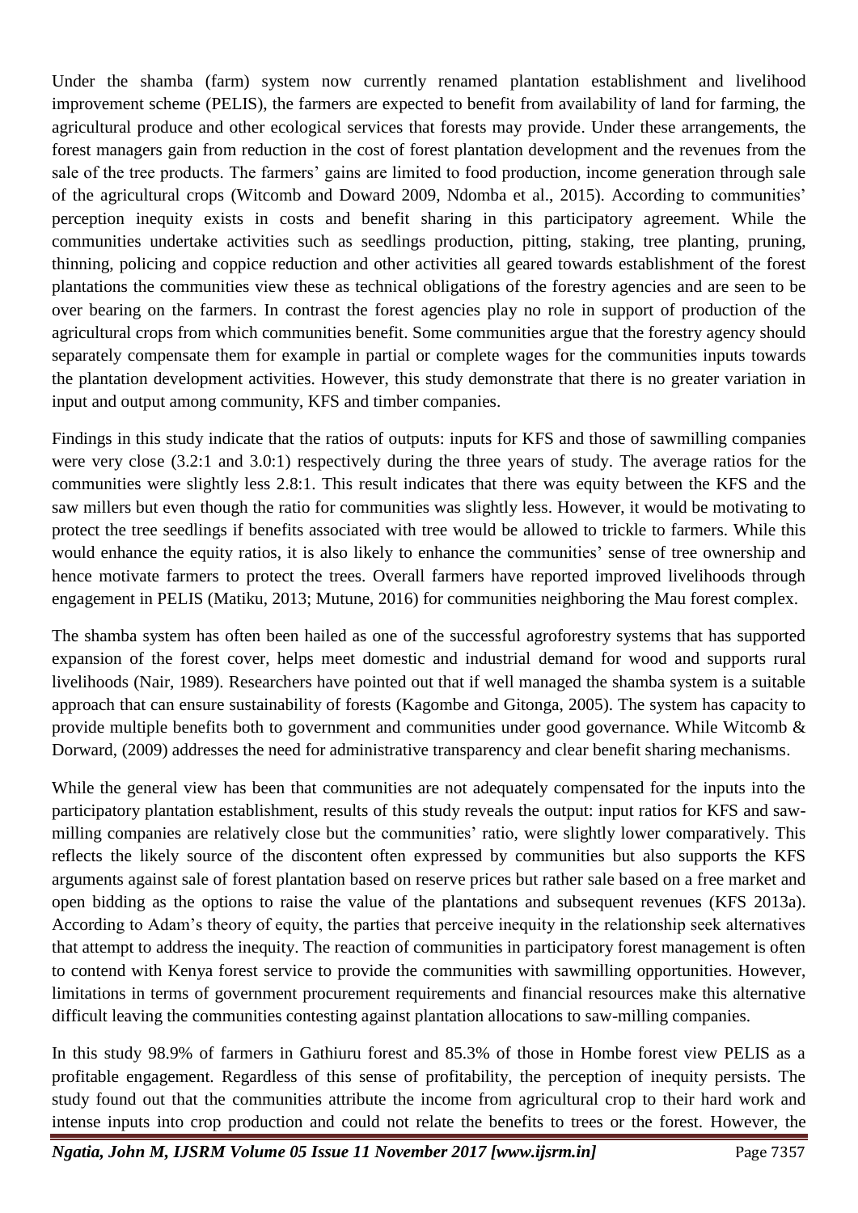Under the shamba (farm) system now currently renamed plantation establishment and livelihood improvement scheme (PELIS), the farmers are expected to benefit from availability of land for farming, the agricultural produce and other ecological services that forests may provide. Under these arrangements, the forest managers gain from reduction in the cost of forest plantation development and the revenues from the sale of the tree products. The farmers' gains are limited to food production, income generation through sale of the agricultural crops (Witcomb and Doward 2009, Ndomba et al., 2015). According to communities' perception inequity exists in costs and benefit sharing in this participatory agreement. While the communities undertake activities such as seedlings production, pitting, staking, tree planting, pruning, thinning, policing and coppice reduction and other activities all geared towards establishment of the forest plantations the communities view these as technical obligations of the forestry agencies and are seen to be over bearing on the farmers. In contrast the forest agencies play no role in support of production of the agricultural crops from which communities benefit. Some communities argue that the forestry agency should separately compensate them for example in partial or complete wages for the communities inputs towards the plantation development activities. However, this study demonstrate that there is no greater variation in input and output among community, KFS and timber companies.

Findings in this study indicate that the ratios of outputs: inputs for KFS and those of sawmilling companies were very close (3.2:1 and 3.0:1) respectively during the three years of study. The average ratios for the communities were slightly less 2.8:1. This result indicates that there was equity between the KFS and the saw millers but even though the ratio for communities was slightly less. However, it would be motivating to protect the tree seedlings if benefits associated with tree would be allowed to trickle to farmers. While this would enhance the equity ratios, it is also likely to enhance the communities' sense of tree ownership and hence motivate farmers to protect the trees. Overall farmers have reported improved livelihoods through engagement in PELIS (Matiku, 2013; Mutune, 2016) for communities neighboring the Mau forest complex.

The shamba system has often been hailed as one of the successful agroforestry systems that has supported expansion of the forest cover, helps meet domestic and industrial demand for wood and supports rural livelihoods (Nair, 1989). Researchers have pointed out that if well managed the shamba system is a suitable approach that can ensure sustainability of forests (Kagombe and Gitonga, 2005). The system has capacity to provide multiple benefits both to government and communities under good governance. While Witcomb & Dorward, (2009) addresses the need for administrative transparency and clear benefit sharing mechanisms.

While the general view has been that communities are not adequately compensated for the inputs into the participatory plantation establishment, results of this study reveals the output: input ratios for KFS and saw-milling companies are relatively close but the communities' ratio, were slightly lower comparatively. This reflects the likely source of the discontent often expressed by communities but also supports the KFS arguments against sale of forest plantation based on reserve prices but rather sale based on a free market and open bidding as the options to raise the value of the plantations and subsequent revenues (KFS 2013a). According to Adam's theory of equity, the parties that perceive inequity in the relationship seek alternatives that attempt to address the inequity. The reaction of communities in participatory forest management is often to contend with Kenya forest service to provide the communities with sawmilling opportunities. However, limitations in terms of government procurement requirements and financial resources make this alternative difficult leaving the communities contesting against plantation allocations to saw-milling companies.

In this study 98.9% of farmers in Gathiuru forest and 85.3% of those in Hombe forest view PELIS as a profitable engagement. Regardless of this sense of profitability, the perception of inequity persists. The study found out that the communities attribute the income from agricultural crop to their hard work and intense inputs into crop production and could not relate the benefits to trees or the forest. However, the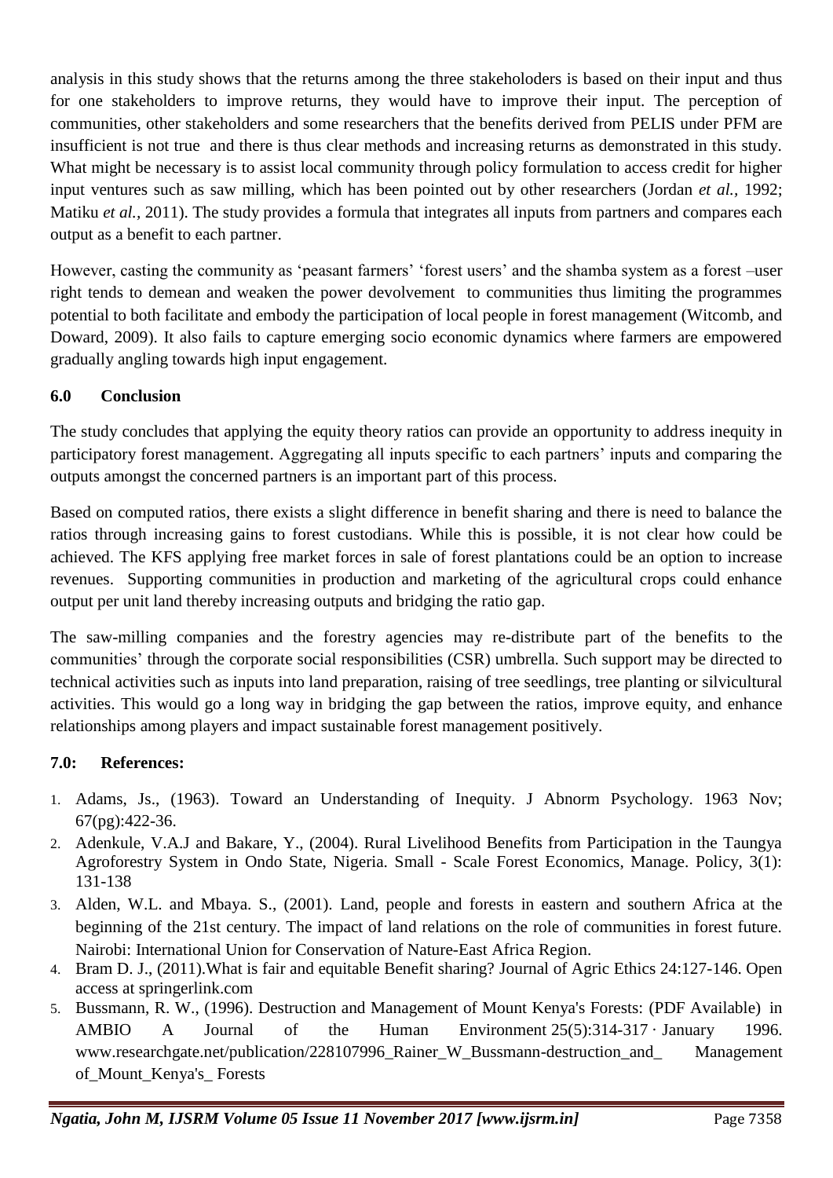analysis in this study shows that the returns among the three stakeholoders is based on their input and thus for one stakeholders to improve returns, they would have to improve their input. The perception of communities, other stakeholders and some researchers that the benefits derived from PELIS under PFM are insufficient is not true and there is thus clear methods and increasing returns as demonstrated in this study. What might be necessary is to assist local community through policy formulation to access credit for higher input ventures such as saw milling, which has been pointed out by other researchers (Jordan *et al.,* 1992; Matiku *et al.,* 2011). The study provides a formula that integrates all inputs from partners and compares each output as a benefit to each partner.

However, casting the community as 'peasant farmers' 'forest users' and the shamba system as a forest –user right tends to demean and weaken the power devolvement to communities thus limiting the programmes potential to both facilitate and embody the participation of local people in forest management (Witcomb, and Doward, 2009). It also fails to capture emerging socio economic dynamics where farmers are empowered gradually angling towards high input engagement.

## 6.0 Conclusion

The study concludes that applying the equity theory ratios can provide an opportunity to address inequity in participatory forest management. Aggregating all inputs specific to each partners' inputs and comparing the outputs amongst the concerned partners is an important part of this process.

Based on computed ratios, there exists a slight difference in benefit sharing and there is need to balance the ratios through increasing gains to forest custodians. While this is possible, it is not clear how could be achieved. The KFS applying free market forces in sale of forest plantations could be an option to increase revenues. Supporting communities in production and marketing of the agricultural crops could enhance output per unit land thereby increasing outputs and bridging the ratio gap.

The saw-milling companies and the forestry agencies may re-distribute part of the benefits to the communities' through the corporate social responsibilities (CSR) umbrella. Such support may be directed to technical activities such as inputs into land preparation, raising of tree seedlings, tree planting or silvicultural activities. This would go a long way in bridging the gap between the ratios, improve equity, and enhance relationships among players and impact sustainable forest management positively.

## 7.0: References:

1. Adams, Js., (1963). Toward an Understanding of Inequity. J Abnorm Psychology. 1963 Nov; 67(pg):422-36.
2. Adenkule, V.A.J and Bakare, Y., (2004). Rural Livelihood Benefits from Participation in the Taungya Agroforestry System in Ondo State, Nigeria. Small - Scale Forest Economics, Manage. Policy, 3(1): 131-138
3. Alden, W.L. and Mbaya. S., (2001). Land, people and forests in eastern and southern Africa at the beginning of the 21st century. The impact of land relations on the role of communities in forest future. Nairobi: International Union for Conservation of Nature-East Africa Region.
4. Bram D. J., (2011).What is fair and equitable Benefit sharing? Journal of Agric Ethics 24:127-146. Open access at springerlink.com
5. Bussmann, R. W., (1996). Destruction and Management of Mount Kenya's Forests: (PDF Available) in AMBIO A Journal of the Human Environment 25(5):314-317 · January 1996. www.researchgate.net/publication/228107996_Rainer_W_Bussmann-destruction_and_ Management of_Mount_Kenya's_ Forests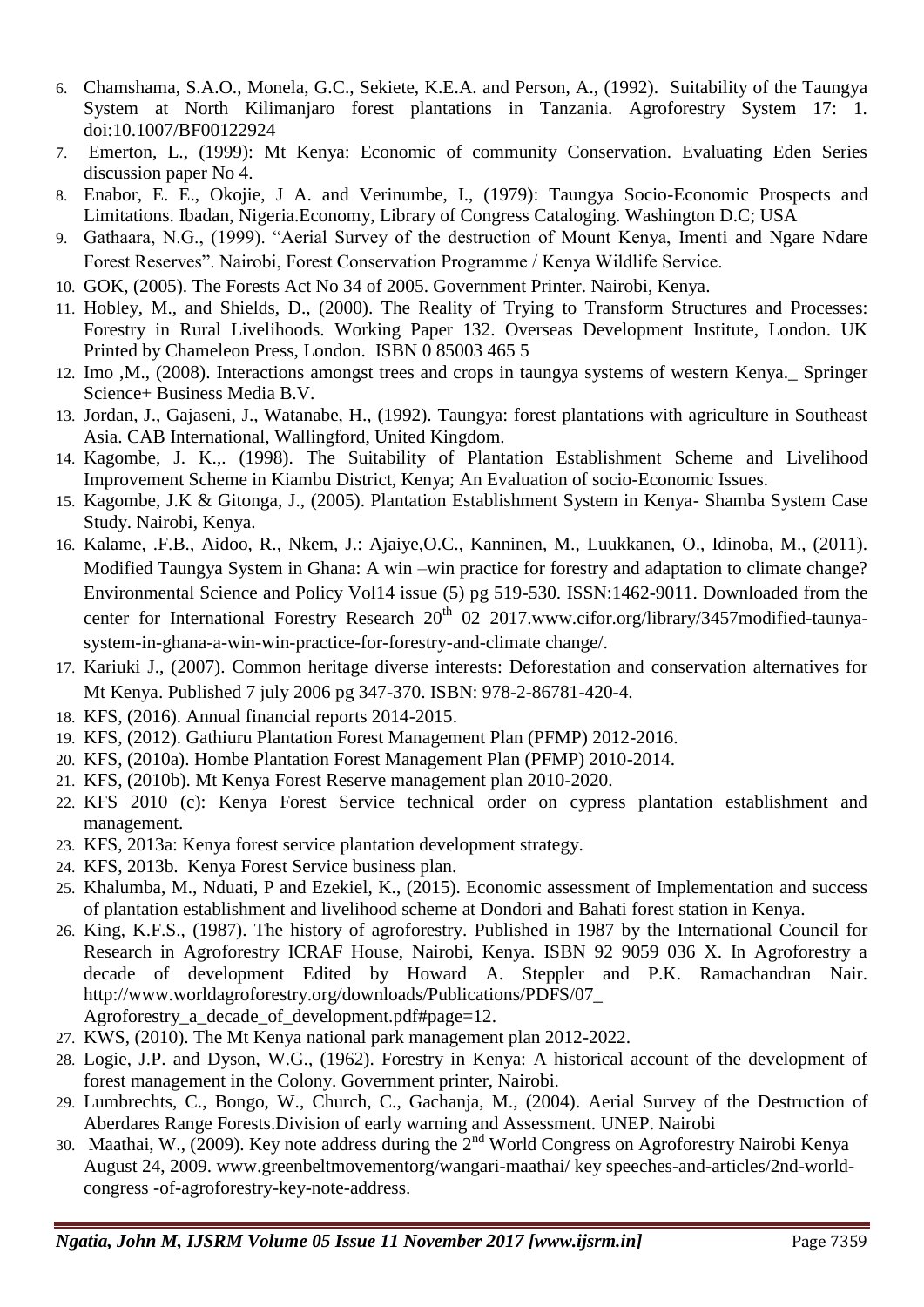6. Chamshama, S.A.O., Monela, G.C., Sekiete, K.E.A. and Person, A., (1992). Suitability of the Taungya System at North Kilimanjaro forest plantations in Tanzania. Agroforestry System 17: 1. doi:10.1007/BF00122924
7. Emerton, L., (1999): Mt Kenya: Economic of community Conservation. Evaluating Eden Series discussion paper No 4.
8. Enabor, E. E., Okojie, J A. and Verinumbe, I., (1979): Taungya Socio-Economic Prospects and Limitations. Ibadan, Nigeria.Economy, Library of Congress Cataloging. Washington D.C; USA
9. Gathaara, N.G., (1999). "Aerial Survey of the destruction of Mount Kenya, Imenti and Ngare Ndare Forest Reserves". Nairobi, Forest Conservation Programme / Kenya Wildlife Service.
10. GOK, (2005). The Forests Act No 34 of 2005. Government Printer. Nairobi, Kenya.
11. Hobley, M., and Shields, D., (2000). The Reality of Trying to Transform Structures and Processes: Forestry in Rural Livelihoods. Working Paper 132. Overseas Development Institute, London. UK Printed by Chameleon Press, London. ISBN 0 85003 465 5
12. Imo ,M., (2008). Interactions amongst trees and crops in taungya systems of western Kenya._ Springer Science+ Business Media B.V.
13. Jordan, J., Gajaseni, J., Watanabe, H., (1992). Taungya: forest plantations with agriculture in Southeast Asia. CAB International, Wallingford, United Kingdom.
14. Kagombe, J. K.,. (1998). The Suitability of Plantation Establishment Scheme and Livelihood Improvement Scheme in Kiambu District, Kenya; An Evaluation of socio-Economic Issues.
15. Kagombe, J.K & Gitonga, J., (2005). Plantation Establishment System in Kenya- Shamba System Case Study. Nairobi, Kenya.
16. Kalame, .F.B., Aidoo, R., Nkem, J.: Ajaiye,O.C., Kanninen, M., Luukkanen, O., Idinoba, M., (2011). Modified Taungya System in Ghana: A win –win practice for forestry and adaptation to climate change? Environmental Science and Policy Vol14 issue (5) pg 519-530. ISSN:1462-9011. Downloaded from the center for International Forestry Research 20th 02 2017.www.cifor.org/library/3457modified-taunya-system-in-ghana-a-win-win-practice-for-forestry-and-climate change/.
17. Kariuki J., (2007). Common heritage diverse interests: Deforestation and conservation alternatives for Mt Kenya. Published 7 july 2006 pg 347-370. ISBN: 978-2-86781-420-4.
18. KFS, (2016). Annual financial reports 2014-2015.
19. KFS, (2012). Gathiuru Plantation Forest Management Plan (PFMP) 2012-2016.
20. KFS, (2010a). Hombe Plantation Forest Management Plan (PFMP) 2010-2014.
21. KFS, (2010b). Mt Kenya Forest Reserve management plan 2010-2020.
22. KFS 2010 (c): Kenya Forest Service technical order on cypress plantation establishment and management.
23. KFS, 2013a: Kenya forest service plantation development strategy.
24. KFS, 2013b. Kenya Forest Service business plan.
25. Khalumba, M., Nduati, P and Ezekiel, K., (2015). Economic assessment of Implementation and success of plantation establishment and livelihood scheme at Dondori and Bahati forest station in Kenya.
26. King, K.F.S., (1987). The history of agroforestry. Published in 1987 by the International Council for Research in Agroforestry ICRAF House, Nairobi, Kenya. ISBN 92 9059 036 X. In Agroforestry a decade of development Edited by Howard A. Steppler and P.K. Ramachandran Nair. http://www.worldagroforestry.org/downloads/Publications/PDFS/07_ Agroforestry_a_decade_of_development.pdf#page=12.
27. KWS, (2010). The Mt Kenya national park management plan 2012-2022.
28. Logie, J.P. and Dyson, W.G., (1962). Forestry in Kenya: A historical account of the development of forest management in the Colony. Government printer, Nairobi.
29. Lumbrechts, C., Bongo, W., Church, C., Gachanja, M., (2004). Aerial Survey of the Destruction of Aberdares Range Forests.Division of early warning and Assessment. UNEP. Nairobi
30. Maathai, W., (2009). Key note address during the 2nd World Congress on Agroforestry Nairobi Kenya August 24, 2009. www.greenbeltmovementorg/wangari-maathai/ key speeches-and-articles/2nd-world-congress -of-agroforestry-key-note-address.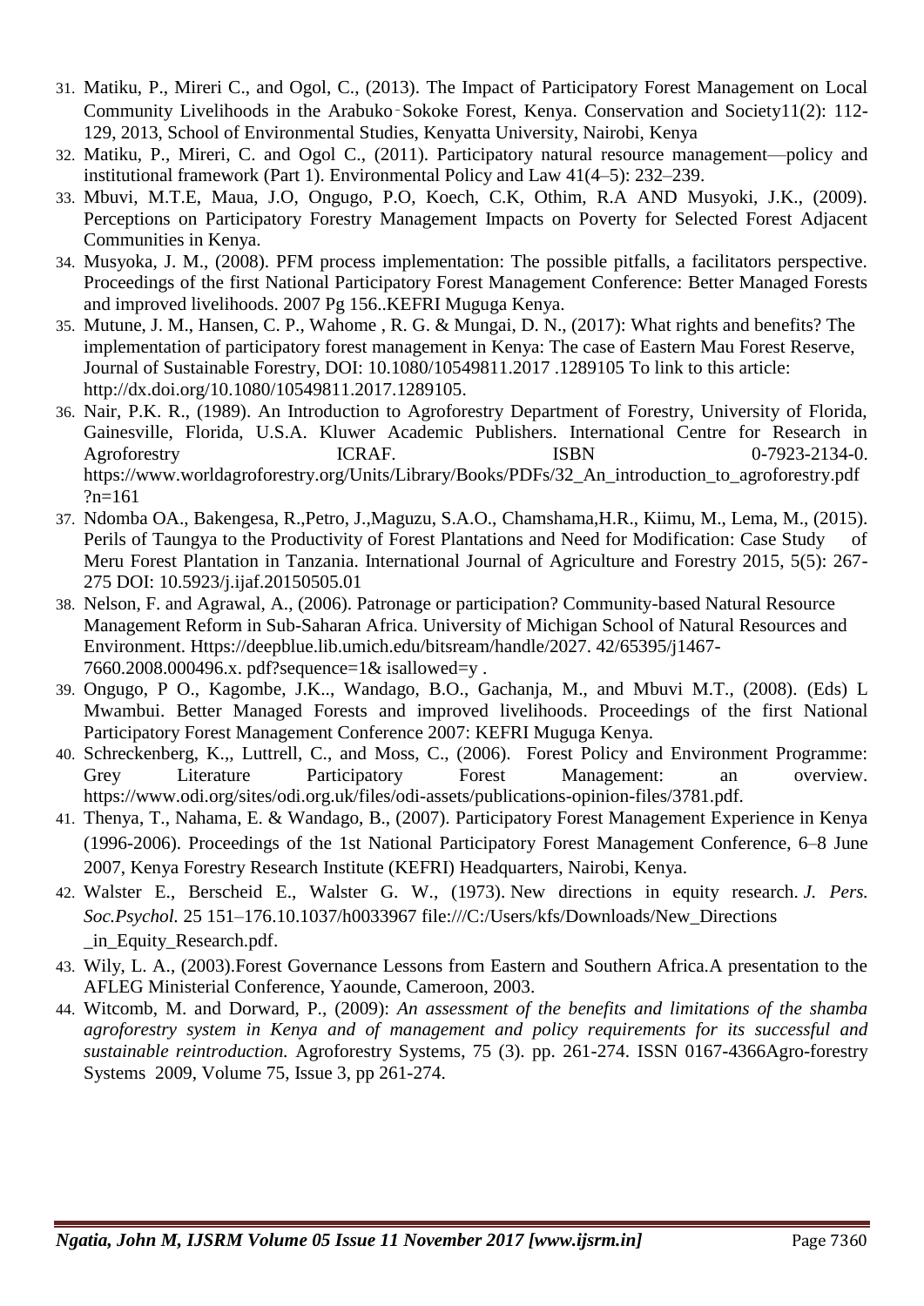31. Matiku, P., Mireri C., and Ogol, C., (2013). The Impact of Participatory Forest Management on Local Community Livelihoods in the Arabuko‑Sokoke Forest, Kenya. Conservation and Society11(2): 112-129, 2013, School of Environmental Studies, Kenyatta University, Nairobi, Kenya
32. Matiku, P., Mireri, C. and Ogol C., (2011). Participatory natural resource management—policy and institutional framework (Part 1). Environmental Policy and Law 41(4–5): 232–239.
33. Mbuvi, M.T.E, Maua, J.O, Ongugo, P.O, Koech, C.K, Othim, R.A AND Musyoki, J.K., (2009). Perceptions on Participatory Forestry Management Impacts on Poverty for Selected Forest Adjacent Communities in Kenya.
34. Musyoka, J. M., (2008). PFM process implementation: The possible pitfalls, a facilitators perspective. Proceedings of the first National Participatory Forest Management Conference: Better Managed Forests and improved livelihoods. 2007 Pg 156..KEFRI Muguga Kenya.
35. Mutune, J. M., Hansen, C. P., Wahome , R. G. & Mungai, D. N., (2017): What rights and benefits? The implementation of participatory forest management in Kenya: The case of Eastern Mau Forest Reserve, Journal of Sustainable Forestry, DOI: 10.1080/10549811.2017 .1289105 To link to this article: http://dx.doi.org/10.1080/10549811.2017.1289105.
36. Nair, P.K. R., (1989). An Introduction to Agroforestry Department of Forestry, University of Florida, Gainesville, Florida, U.S.A. Kluwer Academic Publishers. International Centre for Research in Agroforestry ICRAF. ISBN 0-7923-2134-0. https://www.worldagroforestry.org/Units/Library/Books/PDFs/32_An_introduction_to_agroforestry.pdf?n=161
37. Ndomba OA., Bakengesa, R.,Petro, J.,Maguzu, S.A.O., Chamshama,H.R., Kiimu, M., Lema, M., (2015). Perils of Taungya to the Productivity of Forest Plantations and Need for Modification: Case Study of Meru Forest Plantation in Tanzania. International Journal of Agriculture and Forestry 2015, 5(5): 267-275 DOI: 10.5923/j.ijaf.20150505.01
38. Nelson, F. and Agrawal, A., (2006). Patronage or participation? Community-based Natural Resource Management Reform in Sub-Saharan Africa. University of Michigan School of Natural Resources and Environment. Https://deepblue.lib.umich.edu/bitsream/handle/2027. 42/65395/j1467-7660.2008.000496.x. pdf?sequence=1& isallowed=y .
39. Ongugo, P O., Kagombe, J.K.., Wandago, B.O., Gachanja, M., and Mbuvi M.T., (2008). (Eds) L Mwambui. Better Managed Forests and improved livelihoods. Proceedings of the first National Participatory Forest Management Conference 2007: KEFRI Muguga Kenya.
40. Schreckenberg, K.,, Luttrell, C., and Moss, C., (2006). Forest Policy and Environment Programme: Grey Literature Participatory Forest Management: an overview. https://www.odi.org/sites/odi.org.uk/files/odi-assets/publications-opinion-files/3781.pdf.
41. Thenya, T., Nahama, E. & Wandago, B., (2007). Participatory Forest Management Experience in Kenya (1996-2006). Proceedings of the 1st National Participatory Forest Management Conference, 6–8 June 2007, Kenya Forestry Research Institute (KEFRI) Headquarters, Nairobi, Kenya.
42. Walster E., Berscheid E., Walster G. W., (1973). New directions in equity research. *J. Pers. Soc.Psychol.* 25 151–176.10.1037/h0033967 file:///C:/Users/kfs/Downloads/New_Directions _in_Equity_Research.pdf.
43. Wily, L. A., (2003).Forest Governance Lessons from Eastern and Southern Africa.A presentation to the AFLEG Ministerial Conference, Yaounde, Cameroon, 2003.
44. Witcomb, M. and Dorward, P., (2009): *An assessment of the benefits and limitations of the shamba agroforestry system in Kenya and of management and policy requirements for its successful and sustainable reintroduction.* Agroforestry Systems, 75 (3). pp. 261-274. ISSN 0167-4366Agro-forestry Systems 2009, Volume 75, Issue 3, pp 261-274.